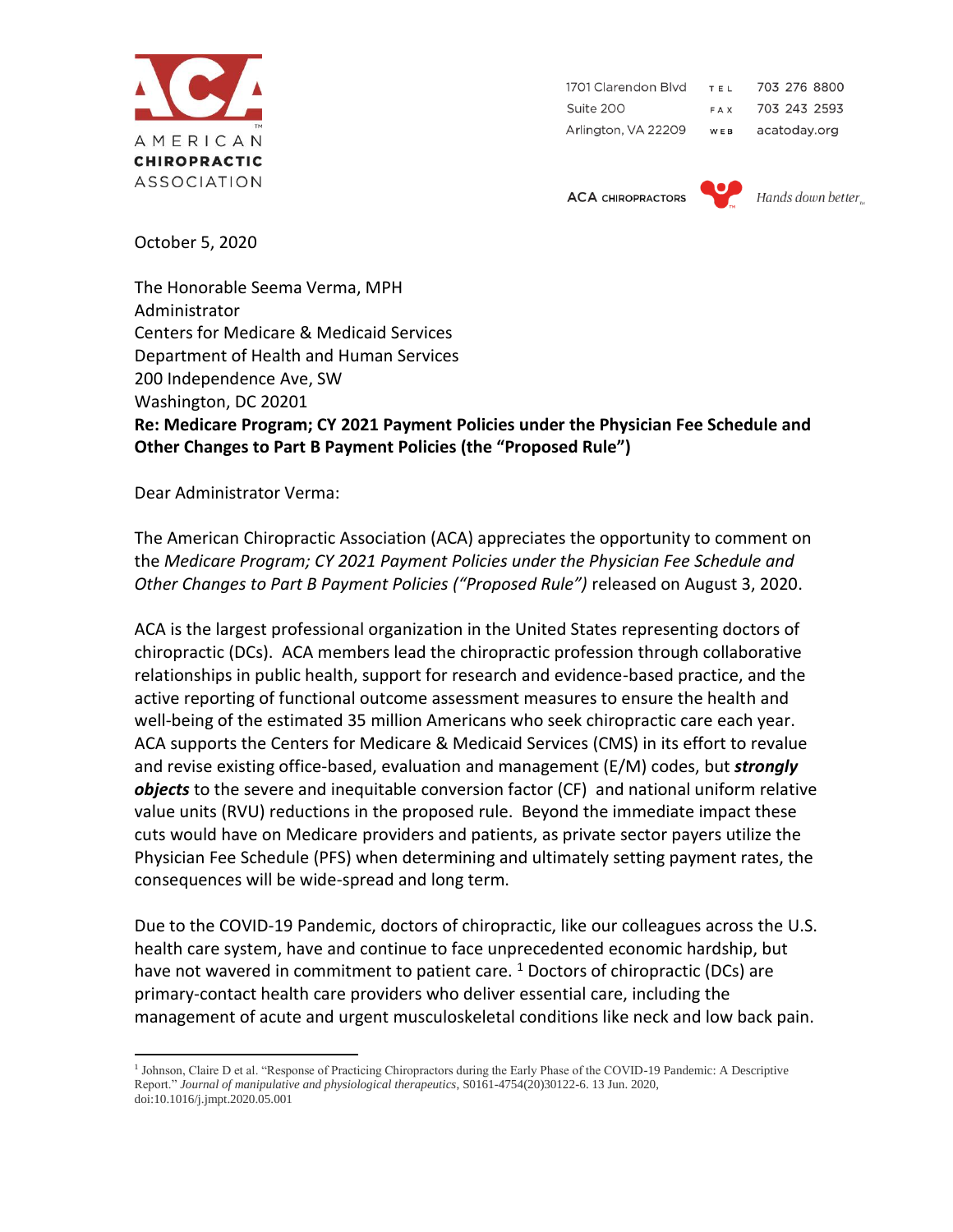AMERICAN CHIROPRACTIC ASSOCIATION

1701 Clarendon Blvd
Suite 200
Arlington, VA 22209

TEL 703 276 8800
FAX 703 243 2593
WEB acatoday.org

ACA CHIROPRACTORS — Hands down better

October 5, 2020

The Honorable Seema Verma, MPH
Administrator
Centers for Medicare & Medicaid Services
Department of Health and Human Services
200 Independence Ave, SW
Washington, DC 20201

**Re: Medicare Program; CY 2021 Payment Policies under the Physician Fee Schedule and Other Changes to Part B Payment Policies (the "Proposed Rule")**

Dear Administrator Verma:

The American Chiropractic Association (ACA) appreciates the opportunity to comment on the *Medicare Program; CY 2021 Payment Policies under the Physician Fee Schedule and Other Changes to Part B Payment Policies ("Proposed Rule")* released on August 3, 2020.

ACA is the largest professional organization in the United States representing doctors of chiropractic (DCs). ACA members lead the chiropractic profession through collaborative relationships in public health, support for research and evidence-based practice, and the active reporting of functional outcome assessment measures to ensure the health and well-being of the estimated 35 million Americans who seek chiropractic care each year. ACA supports the Centers for Medicare & Medicaid Services (CMS) in its effort to revalue and revise existing office-based, evaluation and management (E/M) codes, but ***strongly objects*** to the severe and inequitable conversion factor (CF) and national uniform relative value units (RVU) reductions in the proposed rule. Beyond the immediate impact these cuts would have on Medicare providers and patients, as private sector payers utilize the Physician Fee Schedule (PFS) when determining and ultimately setting payment rates, the consequences will be wide-spread and long term.

Due to the COVID-19 Pandemic, doctors of chiropractic, like our colleagues across the U.S. health care system, have and continue to face unprecedented economic hardship, but have not wavered in commitment to patient care. [1] Doctors of chiropractic (DCs) are primary-contact health care providers who deliver essential care, including the management of acute and urgent musculoskeletal conditions like neck and low back pain.

---

[1] Johnson, Claire D et al. "Response of Practicing Chiropractors during the Early Phase of the COVID-19 Pandemic: A Descriptive Report." *Journal of manipulative and physiological therapeutics*, S0161-4754(20)30122-6. 13 Jun. 2020, doi:10.1016/j.jmpt.2020.05.001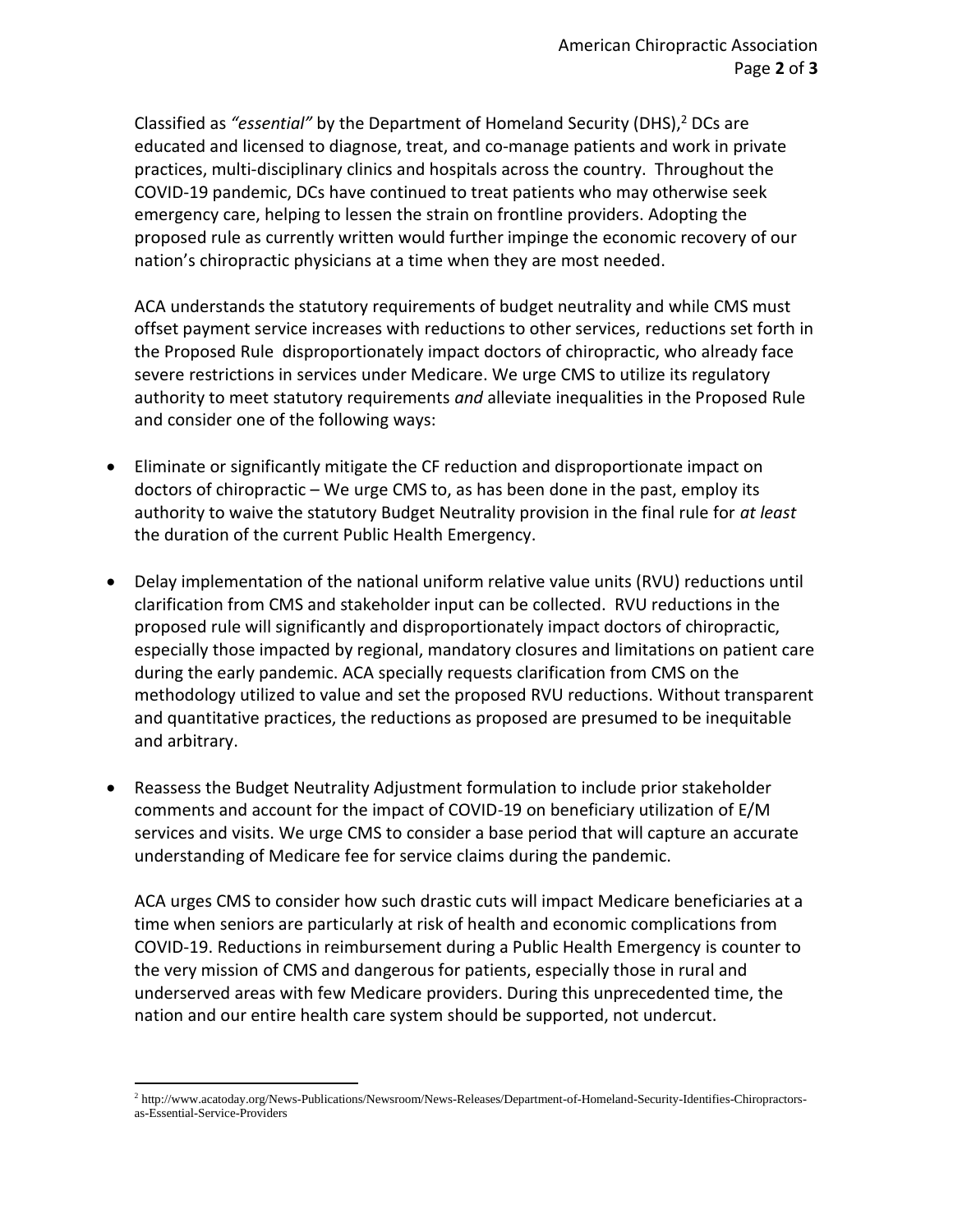Classified as *"essential"* by the Department of Homeland Security (DHS),[2] DCs are educated and licensed to diagnose, treat, and co-manage patients and work in private practices, multi-disciplinary clinics and hospitals across the country. Throughout the COVID-19 pandemic, DCs have continued to treat patients who may otherwise seek emergency care, helping to lessen the strain on frontline providers. Adopting the proposed rule as currently written would further impinge the economic recovery of our nation's chiropractic physicians at a time when they are most needed.

ACA understands the statutory requirements of budget neutrality and while CMS must offset payment service increases with reductions to other services, reductions set forth in the Proposed Rule disproportionately impact doctors of chiropractic, who already face severe restrictions in services under Medicare. We urge CMS to utilize its regulatory authority to meet statutory requirements *and* alleviate inequalities in the Proposed Rule and consider one of the following ways:

- Eliminate or significantly mitigate the CF reduction and disproportionate impact on doctors of chiropractic – We urge CMS to, as has been done in the past, employ its authority to waive the statutory Budget Neutrality provision in the final rule for *at least* the duration of the current Public Health Emergency.
- Delay implementation of the national uniform relative value units (RVU) reductions until clarification from CMS and stakeholder input can be collected. RVU reductions in the proposed rule will significantly and disproportionately impact doctors of chiropractic, especially those impacted by regional, mandatory closures and limitations on patient care during the early pandemic. ACA specially requests clarification from CMS on the methodology utilized to value and set the proposed RVU reductions. Without transparent and quantitative practices, the reductions as proposed are presumed to be inequitable and arbitrary.
- Reassess the Budget Neutrality Adjustment formulation to include prior stakeholder comments and account for the impact of COVID-19 on beneficiary utilization of E/M services and visits. We urge CMS to consider a base period that will capture an accurate understanding of Medicare fee for service claims during the pandemic.

ACA urges CMS to consider how such drastic cuts will impact Medicare beneficiaries at a time when seniors are particularly at risk of health and economic complications from COVID-19. Reductions in reimbursement during a Public Health Emergency is counter to the very mission of CMS and dangerous for patients, especially those in rural and underserved areas with few Medicare providers. During this unprecedented time, the nation and our entire health care system should be supported, not undercut.

---

[2] http://www.acatoday.org/News-Publications/Newsroom/News-Releases/Department-of-Homeland-Security-Identifies-Chiropractors-as-Essential-Service-Providers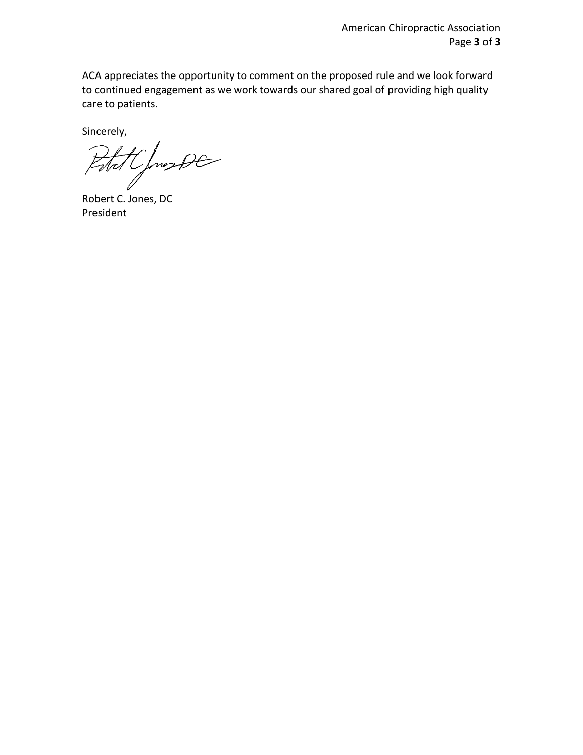ACA appreciates the opportunity to comment on the proposed rule and we look forward to continued engagement as we work towards our shared goal of providing high quality care to patients.

Sincerely,

Robert C. Jones, DC
President